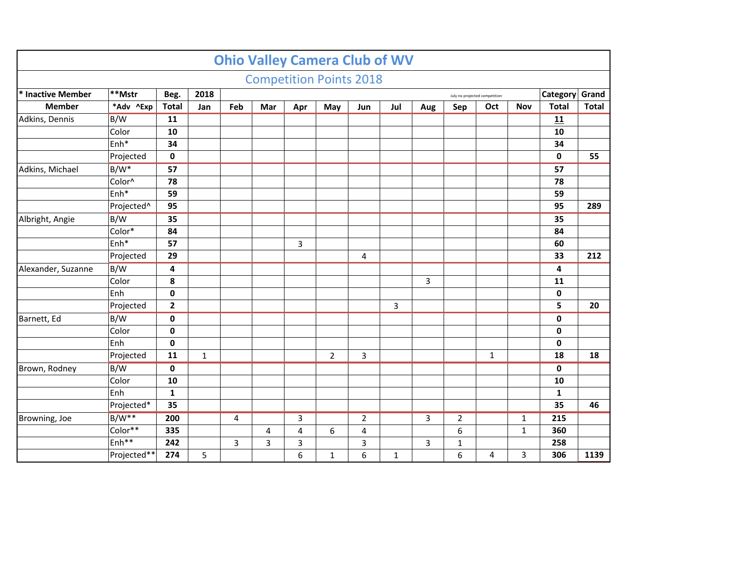# Ohio Valley Camera Club of WV

## Competition Points 2018

| * Inactive Member | **Mstr | Beg. | 2018 | | | | | | | | July no projected competition | | | Category | Grand |
|---|---|---|---|---|---|---|---|---|---|---|---|---|---|---|---|
| Member | *Adv ^Exp | Total | Jan | Feb | Mar | Apr | May | Jun | Jul | Aug | Sep | Oct | Nov | Total | Total |
| Adkins, Dennis | B/W | 11 | | | | | | | | | | | | 11 | |
| | Color | 10 | | | | | | | | | | | | 10 | |
| | Enh* | 34 | | | | | | | | | | | | 34 | |
| | Projected | 0 | | | | | | | | | | | | 0 | 55 |
| Adkins, Michael | B/W* | 57 | | | | | | | | | | | | 57 | |
| | Color^ | 78 | | | | | | | | | | | | 78 | |
| | Enh* | 59 | | | | | | | | | | | | 59 | |
| | Projected^ | 95 | | | | | | | | | | | | 95 | 289 |
| Albright, Angie | B/W | 35 | | | | | | | | | | | | 35 | |
| | Color* | 84 | | | | | | | | | | | | 84 | |
| | Enh* | 57 | | | | 3 | | | | | | | | 60 | |
| | Projected | 29 | | | | | | 4 | | | | | | 33 | 212 |
| Alexander, Suzanne | B/W | 4 | | | | | | | | | | | | 4 | |
| | Color | 8 | | | | | | | | 3 | | | | 11 | |
| | Enh | 0 | | | | | | | | | | | | 0 | |
| | Projected | 2 | | | | | | | 3 | | | | | 5 | 20 |
| Barnett, Ed | B/W | 0 | | | | | | | | | | | | 0 | |
| | Color | 0 | | | | | | | | | | | | 0 | |
| | Enh | 0 | | | | | | | | | | | | 0 | |
| | Projected | 11 | 1 | | | | 2 | 3 | | | | 1 | | 18 | 18 |
| Brown, Rodney | B/W | 0 | | | | | | | | | | | | 0 | |
| | Color | 10 | | | | | | | | | | | | 10 | |
| | Enh | 1 | | | | | | | | | | | | 1 | |
| | Projected* | 35 | | | | | | | | | | | | 35 | 46 |
| Browning, Joe | B/W** | 200 | | 4 | | 3 | | 2 | | 3 | 2 | | 1 | 215 | |
| | Color** | 335 | | | 4 | 4 | 6 | 4 | | | 6 | | 1 | 360 | |
| | Enh** | 242 | | 3 | 3 | 3 | | 3 | | 3 | 1 | | | 258 | |
| | Projected** | 274 | 5 | | | 6 | 1 | 6 | 1 | | 6 | 4 | 3 | 306 | 1139 |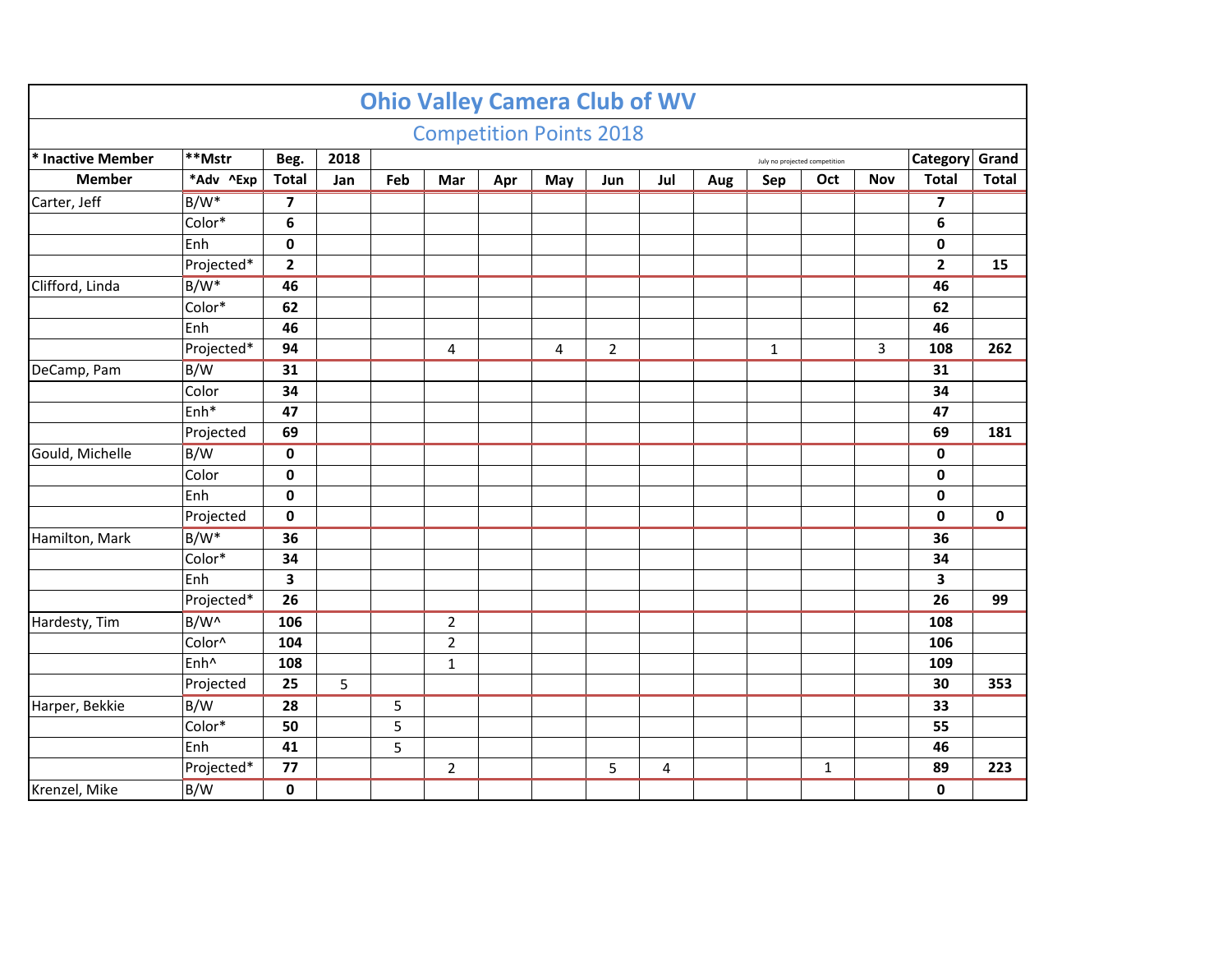# Ohio Valley Camera Club of WV

## Competition Points 2018

| * Inactive Member | **Mstr | Beg. | 2018 | | | | | | | | July no projected competition | | | Category | Grand |
|---|---|---|---|---|---|---|---|---|---|---|---|---|---|---|---|
| Member | *Adv ^Exp | Total | Jan | Feb | Mar | Apr | May | Jun | Jul | Aug | Sep | Oct | Nov | Total | Total |
| Carter, Jeff | B/W* | **7** | | | | | | | | | | | | **7** | |
| | Color* | **6** | | | | | | | | | | | | **6** | |
| | Enh | **0** | | | | | | | | | | | | **0** | |
| | Projected* | **2** | | | | | | | | | | | | **2** | **15** |
| Clifford, Linda | B/W* | **46** | | | | | | | | | | | | **46** | |
| | Color* | **62** | | | | | | | | | | | | **62** | |
| | Enh | **46** | | | | | | | | | | | | **46** | |
| | Projected* | **94** | | | 4 | | 4 | 2 | | | 1 | | 3 | **108** | **262** |
| DeCamp, Pam | B/W | **31** | | | | | | | | | | | | **31** | |
| | Color | **34** | | | | | | | | | | | | **34** | |
| | Enh* | **47** | | | | | | | | | | | | **47** | |
| | Projected | **69** | | | | | | | | | | | | **69** | **181** |
| Gould, Michelle | B/W | **0** | | | | | | | | | | | | **0** | |
| | Color | **0** | | | | | | | | | | | | **0** | |
| | Enh | **0** | | | | | | | | | | | | **0** | |
| | Projected | **0** | | | | | | | | | | | | **0** | **0** |
| Hamilton, Mark | B/W* | **36** | | | | | | | | | | | | **36** | |
| | Color* | **34** | | | | | | | | | | | | **34** | |
| | Enh | **3** | | | | | | | | | | | | **3** | |
| | Projected* | **26** | | | | | | | | | | | | **26** | **99** |
| Hardesty, Tim | B/W^ | **106** | | | 2 | | | | | | | | | **108** | |
| | Color^ | **104** | | | 2 | | | | | | | | | **106** | |
| | Enh^ | **108** | | | 1 | | | | | | | | | **109** | |
| | Projected | **25** | 5 | | | | | | | | | | | **30** | **353** |
| Harper, Bekkie | B/W | **28** | | 5 | | | | | | | | | | **33** | |
| | Color* | **50** | | 5 | | | | | | | | | | **55** | |
| | Enh | **41** | | 5 | | | | | | | | | | **46** | |
| | Projected* | **77** | | | 2 | | | 5 | 4 | | | 1 | | **89** | **223** |
| Krenzel, Mike | B/W | **0** | | | | | | | | | | | | **0** | |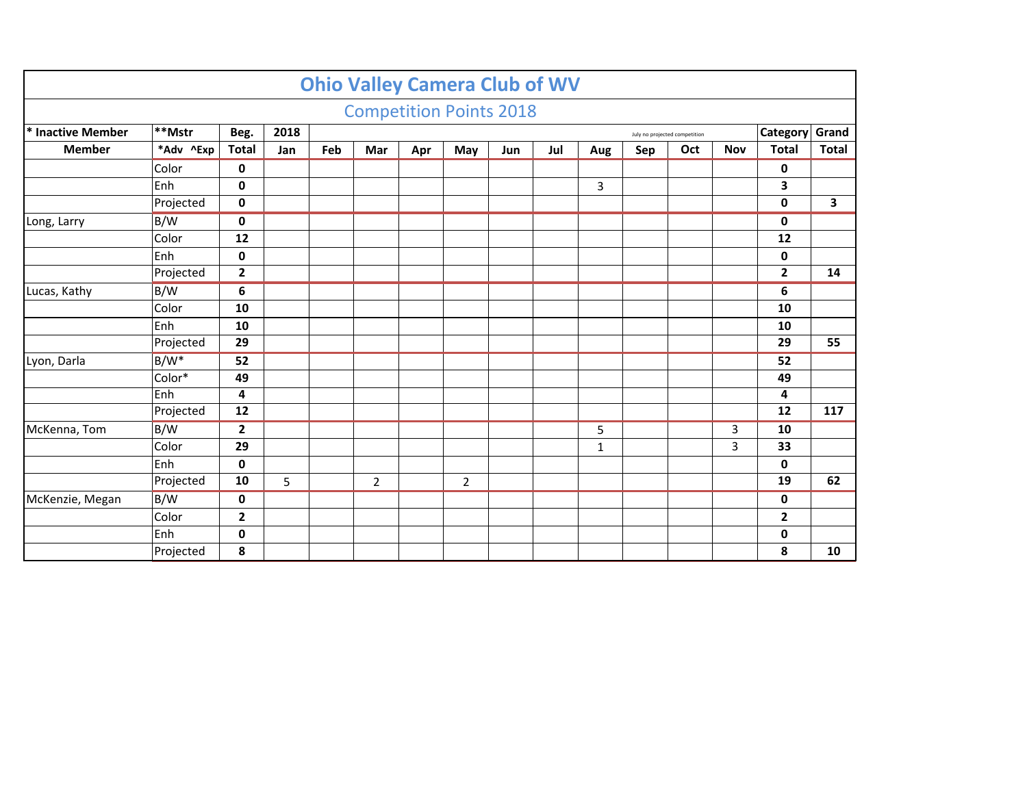# Ohio Valley Camera Club of WV

## Competition Points 2018

| * Inactive Member | **Mstr | Beg. | 2018 | | | | | | | July no projected competition | | | Category | Grand |
|---|---|---|---|---|---|---|---|---|---|---|---|---|---|---|
| Member | *Adv ^Exp | Total | Jan | Feb | Mar | Apr | May | Jun | Jul | Aug | Sep | Oct | Nov | Total | Total |
| | Color | 0 | | | | | | | | | | | | 0 | |
| | Enh | 0 | | | | | | | | 3 | | | | 3 | |
| | Projected | 0 | | | | | | | | | | | | 0 | 3 |
| Long, Larry | B/W | 0 | | | | | | | | | | | | 0 | |
| | Color | 12 | | | | | | | | | | | | 12 | |
| | Enh | 0 | | | | | | | | | | | | 0 | |
| | Projected | 2 | | | | | | | | | | | | 2 | 14 |
| Lucas, Kathy | B/W | 6 | | | | | | | | | | | | 6 | |
| | Color | 10 | | | | | | | | | | | | 10 | |
| | Enh | 10 | | | | | | | | | | | | 10 | |
| | Projected | 29 | | | | | | | | | | | | 29 | 55 |
| Lyon, Darla | B/W* | 52 | | | | | | | | | | | | 52 | |
| | Color* | 49 | | | | | | | | | | | | 49 | |
| | Enh | 4 | | | | | | | | | | | | 4 | |
| | Projected | 12 | | | | | | | | | | | | 12 | 117 |
| McKenna, Tom | B/W | 2 | | | | | | | | 5 | | | 3 | 10 | |
| | Color | 29 | | | | | | | | 1 | | | 3 | 33 | |
| | Enh | 0 | | | | | | | | | | | | 0 | |
| | Projected | 10 | 5 | | 2 | | 2 | | | | | | | 19 | 62 |
| McKenzie, Megan | B/W | 0 | | | | | | | | | | | | 0 | |
| | Color | 2 | | | | | | | | | | | | 2 | |
| | Enh | 0 | | | | | | | | | | | | 0 | |
| | Projected | 8 | | | | | | | | | | | | 8 | 10 |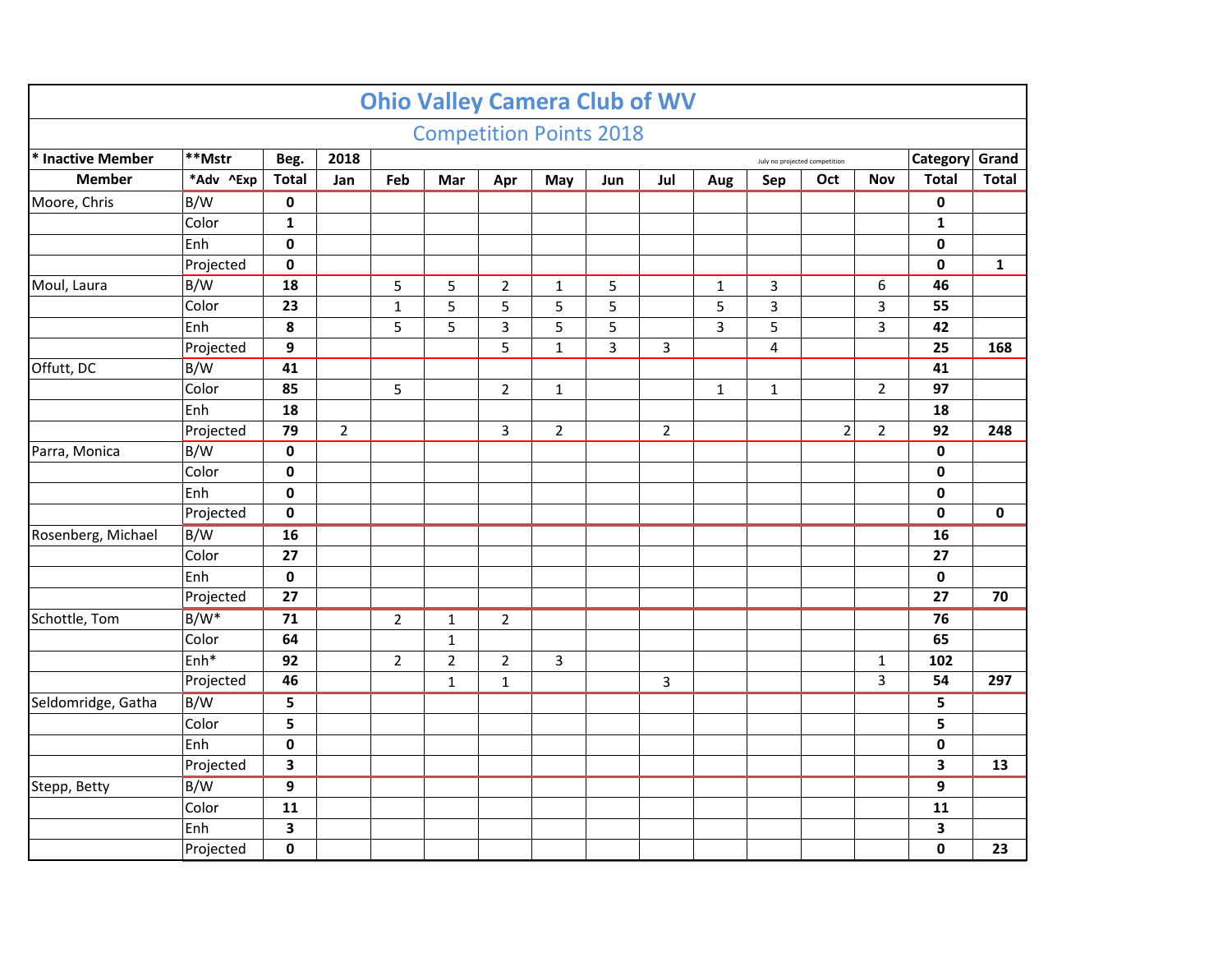# Ohio Valley Camera Club of WV

## Competition Points 2018

| * Inactive Member | **Mstr | Beg. | 2018 | | | | | | | July no projected competition | | | Category | Grand |
|---|---|---|---|---|---|---|---|---|---|---|---|---|---|---|
| Member | *Adv ^Exp | Total | Jan | Feb | Mar | Apr | May | Jun | Jul | Aug | Sep | Oct | Nov | Total | Total |
| Moore, Chris | B/W | **0** | | | | | | | | | | | | **0** | |
| | Color | **1** | | | | | | | | | | | | **1** | |
| | Enh | **0** | | | | | | | | | | | | **0** | |
| | Projected | **0** | | | | | | | | | | | | **0** | **1** |
| Moul, Laura | B/W | **18** | | 5 | 5 | 2 | 1 | 5 | | 1 | 3 | | 6 | **46** | |
| | Color | **23** | | 1 | 5 | 5 | 5 | 5 | | 5 | 3 | | 3 | **55** | |
| | Enh | **8** | | 5 | 5 | 3 | 5 | 5 | | 3 | 5 | | 3 | **42** | |
| | Projected | **9** | | | | 5 | 1 | 3 | 3 | | 4 | | | **25** | **168** |
| Offutt, DC | B/W | **41** | | | | | | | | | | | | **41** | |
| | Color | **85** | | 5 | | 2 | 1 | | | 1 | 1 | | 2 | **97** | |
| | Enh | **18** | | | | | | | | | | | | **18** | |
| | Projected | **79** | 2 | | | 3 | 2 | | 2 | | | 2 | 2 | **92** | **248** |
| Parra, Monica | B/W | **0** | | | | | | | | | | | | **0** | |
| | Color | **0** | | | | | | | | | | | | **0** | |
| | Enh | **0** | | | | | | | | | | | | **0** | |
| | Projected | **0** | | | | | | | | | | | | **0** | **0** |
| Rosenberg, Michael | B/W | **16** | | | | | | | | | | | | **16** | |
| | Color | **27** | | | | | | | | | | | | **27** | |
| | Enh | **0** | | | | | | | | | | | | **0** | |
| | Projected | **27** | | | | | | | | | | | | **27** | **70** |
| Schottle, Tom | B/W* | **71** | | 2 | 1 | 2 | | | | | | | | **76** | |
| | Color | **64** | | | 1 | | | | | | | | | **65** | |
| | Enh* | **92** | | 2 | 2 | 2 | 3 | | | | | | 1 | **102** | |
| | Projected | **46** | | | 1 | 1 | | | 3 | | | | 3 | **54** | **297** |
| Seldomridge, Gatha | B/W | **5** | | | | | | | | | | | | **5** | |
| | Color | **5** | | | | | | | | | | | | **5** | |
| | Enh | **0** | | | | | | | | | | | | **0** | |
| | Projected | **3** | | | | | | | | | | | | **3** | **13** |
| Stepp, Betty | B/W | **9** | | | | | | | | | | | | **9** | |
| | Color | **11** | | | | | | | | | | | | **11** | |
| | Enh | **3** | | | | | | | | | | | | **3** | |
| | Projected | **0** | | | | | | | | | | | | **0** | **23** |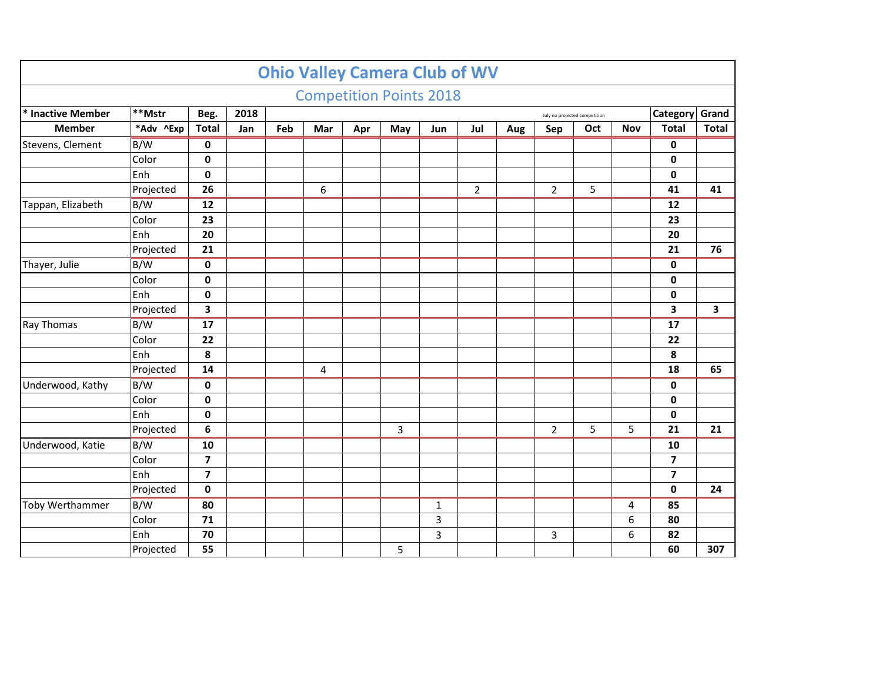# Ohio Valley Camera Club of WV

## Competition Points 2018

| * Inactive Member | **Mstr | Beg. | 2018 | | | | | | | July no projected competition | | | Category | Grand |
|---|---|---|---|---|---|---|---|---|---|---|---|---|---|---|
| Member | *Adv ^Exp | Total | Jan | Feb | Mar | Apr | May | Jun | Jul | Aug | Sep | Oct | Nov | Total | Total |
| Stevens, Clement | B/W | 0 | | | | | | | | | | | | 0 | |
| | Color | 0 | | | | | | | | | | | | 0 | |
| | Enh | 0 | | | | | | | | | | | | 0 | |
| | Projected | 26 | | | 6 | | | | 2 | | 2 | 5 | | 41 | 41 |
| Tappan, Elizabeth | B/W | 12 | | | | | | | | | | | | 12 | |
| | Color | 23 | | | | | | | | | | | | 23 | |
| | Enh | 20 | | | | | | | | | | | | 20 | |
| | Projected | 21 | | | | | | | | | | | | 21 | 76 |
| Thayer, Julie | B/W | 0 | | | | | | | | | | | | 0 | |
| | Color | 0 | | | | | | | | | | | | 0 | |
| | Enh | 0 | | | | | | | | | | | | 0 | |
| | Projected | 3 | | | | | | | | | | | | 3 | 3 |
| Ray Thomas | B/W | 17 | | | | | | | | | | | | 17 | |
| | Color | 22 | | | | | | | | | | | | 22 | |
| | Enh | 8 | | | | | | | | | | | | 8 | |
| | Projected | 14 | | | 4 | | | | | | | | | 18 | 65 |
| Underwood, Kathy | B/W | 0 | | | | | | | | | | | | 0 | |
| | Color | 0 | | | | | | | | | | | | 0 | |
| | Enh | 0 | | | | | | | | | | | | 0 | |
| | Projected | 6 | | | | | 3 | | | | 2 | 5 | 5 | 21 | 21 |
| Underwood, Katie | B/W | 10 | | | | | | | | | | | | 10 | |
| | Color | 7 | | | | | | | | | | | | 7 | |
| | Enh | 7 | | | | | | | | | | | | 7 | |
| | Projected | 0 | | | | | | | | | | | | 0 | 24 |
| Toby Werthammer | B/W | 80 | | | | | | 1 | | | | | 4 | 85 | |
| | Color | 71 | | | | | | 3 | | | | | 6 | 80 | |
| | Enh | 70 | | | | | | 3 | | | 3 | | 6 | 82 | |
| | Projected | 55 | | | | | 5 | | | | | | | 60 | 307 |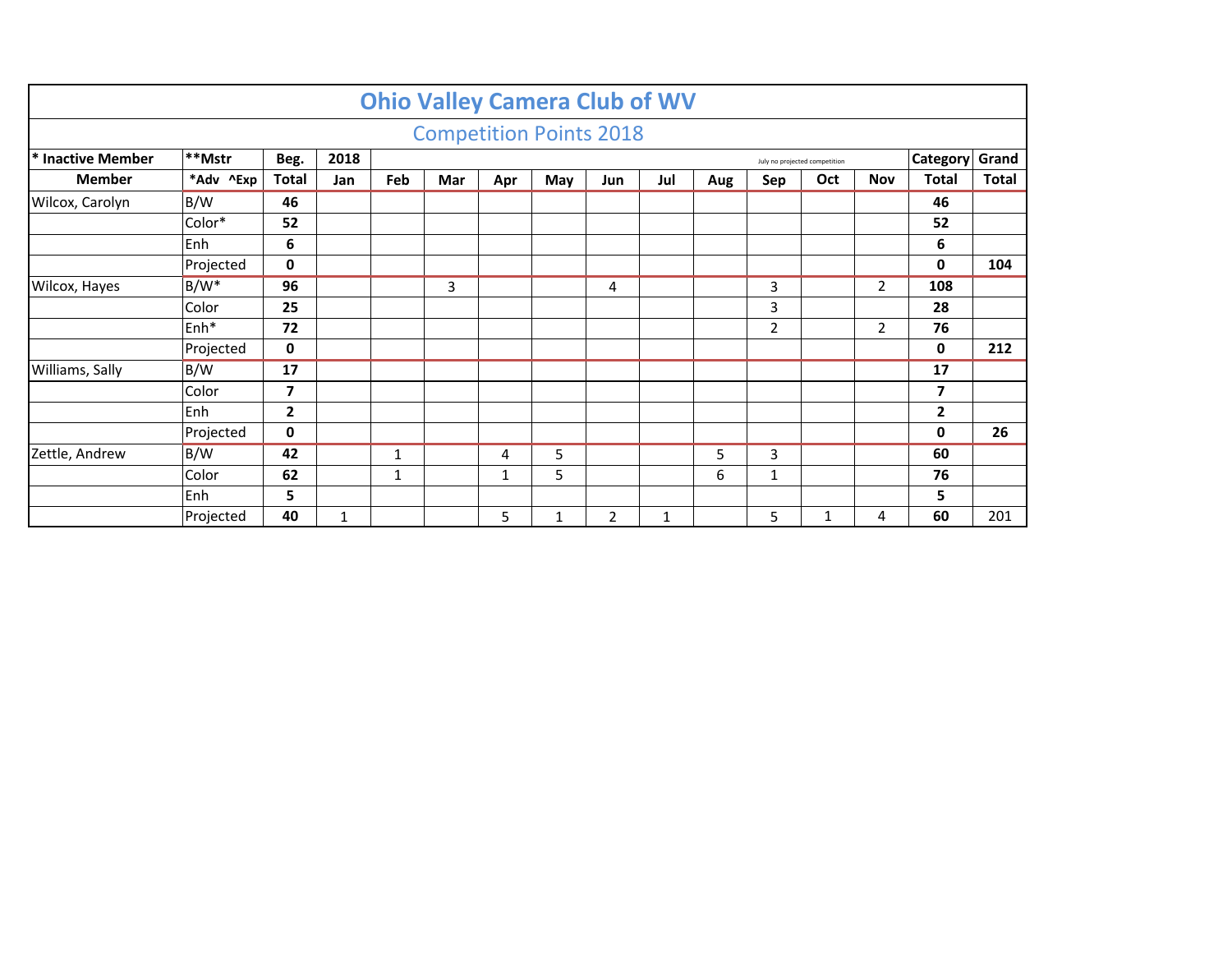# Ohio Valley Camera Club of WV

## Competition Points 2018

| * Inactive Member | **Mstr | Beg. | 2018 | | | | | | | July no projected competition | | | Category | Grand |
|---|---|---|---|---|---|---|---|---|---|---|---|---|---|---|
| **Member** | ***Adv ^Exp** | **Total** | **Jan** | **Feb** | **Mar** | **Apr** | **May** | **Jun** | **Jul** | **Aug** | **Sep** | **Oct** | **Nov** | **Total** | **Total** |
| Wilcox, Carolyn | B/W | **46** | | | | | | | | | | | | **46** | |
| | Color* | **52** | | | | | | | | | | | | **52** | |
| | Enh | **6** | | | | | | | | | | | | **6** | |
| | Projected | **0** | | | | | | | | | | | | **0** | **104** |
| Wilcox, Hayes | B/W* | **96** | | | 3 | | | 4 | | | 3 | | 2 | **108** | |
| | Color | **25** | | | | | | | | | 3 | | | **28** | |
| | Enh* | **72** | | | | | | | | | 2 | | 2 | **76** | |
| | Projected | **0** | | | | | | | | | | | | **0** | **212** |
| Williams, Sally | B/W | **17** | | | | | | | | | | | | **17** | |
| | Color | **7** | | | | | | | | | | | | **7** | |
| | Enh | **2** | | | | | | | | | | | | **2** | |
| | Projected | **0** | | | | | | | | | | | | **0** | **26** |
| Zettle, Andrew | B/W | **42** | | 1 | | 4 | 5 | | | 5 | 3 | | | **60** | |
| | Color | **62** | | 1 | | 1 | 5 | | | 6 | 1 | | | **76** | |
| | Enh | **5** | | | | | | | | | | | | **5** | |
| | Projected | **40** | 1 | | | 5 | 1 | 2 | 1 | | 5 | 1 | 4 | **60** | 201 |